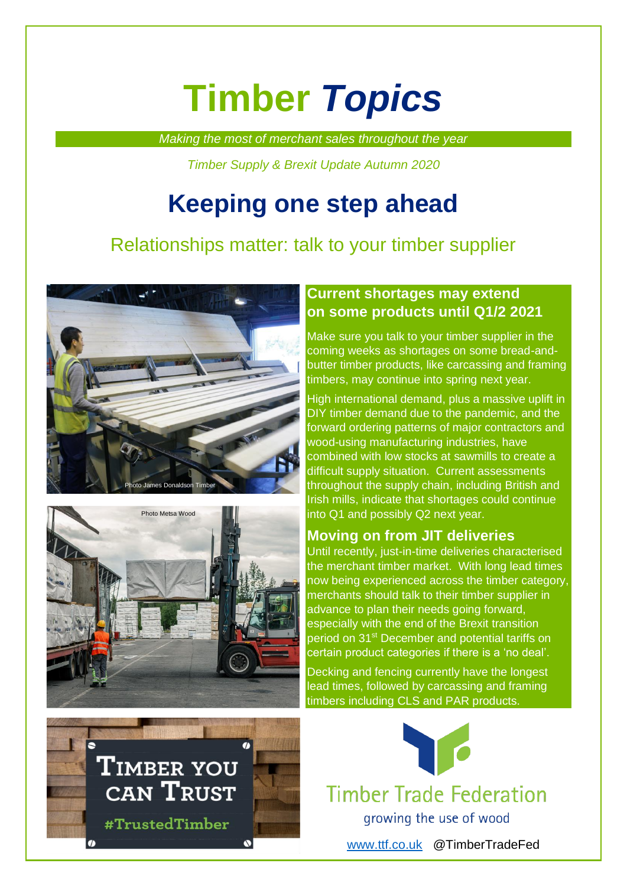# Timber *Topics*

*Making the most of merchant sales throughout the year*

*Timber Supply & Brexit Update Autumn 2020*

## Keeping one step ahead

Relationships matter: talk to your timber supplier

Photo James Donaldson Timber

Photo Metsa Wood

### Current shortages may extend on some products until Q1/2 2021

Make sure you talk to your timber supplier in the coming weeks as shortages on some bread-and-butter timber products, like carcassing and framing timbers, may continue into spring next year.

High international demand, plus a massive uplift in DIY timber demand due to the pandemic, and the forward ordering patterns of major contractors and wood-using manufacturing industries, have combined with low stocks at sawmills to create a difficult supply situation. Current assessments throughout the supply chain, including British and Irish mills, indicate that shortages could continue into Q1 and possibly Q2 next year.

### Moving on from JIT deliveries

Until recently, just-in-time deliveries characterised the merchant timber market. With long lead times now being experienced across the timber category, merchants should talk to their timber supplier in advance to plan their needs going forward, especially with the end of the Brexit transition period on 31st December and potential tariffs on certain product categories if there is a 'no deal'.

Decking and fencing currently have the longest lead times, followed by carcassing and framing timbers including CLS and PAR products.

TIMBER YOU CAN TRUST

#TrustedTimber

Timber Trade Federation

growing the use of wood

www.ttf.co.uk @TimberTradeFed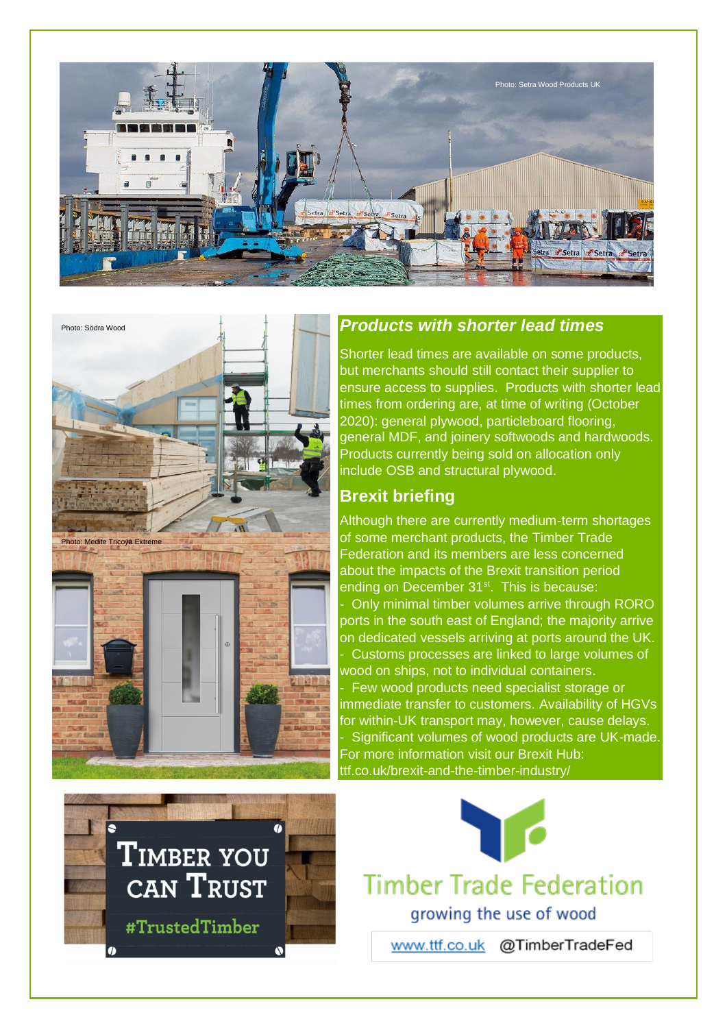Photo: Setra Wood Products UK

Photo: Södra Wood

Photo: Medite Tricoya Extreme

## *Products with shorter lead times*

Shorter lead times are available on some products, but merchants should still contact their supplier to ensure access to supplies. Products with shorter lead times from ordering are, at time of writing (October 2020): general plywood, particleboard flooring, general MDF, and joinery softwoods and hardwoods. Products currently being sold on allocation only include OSB and structural plywood.

## Brexit briefing

Although there are currently medium-term shortages of some merchant products, the Timber Trade Federation and its members are less concerned about the impacts of the Brexit transition period ending on December 31st. This is because:

- Only minimal timber volumes arrive through RORO ports in the south east of England; the majority arrive on dedicated vessels arriving at ports around the UK.
- Customs processes are linked to large volumes of wood on ships, not to individual containers.
- Few wood products need specialist storage or immediate transfer to customers. Availability of HGVs for within-UK transport may, however, cause delays.
- Significant volumes of wood products are UK-made.

For more information visit our Brexit Hub: ttf.co.uk/brexit-and-the-timber-industry/

TIMBER YOU CAN TRUST

#TrustedTimber

Timber Trade Federation

growing the use of wood

www.ttf.co.uk @TimberTradeFed